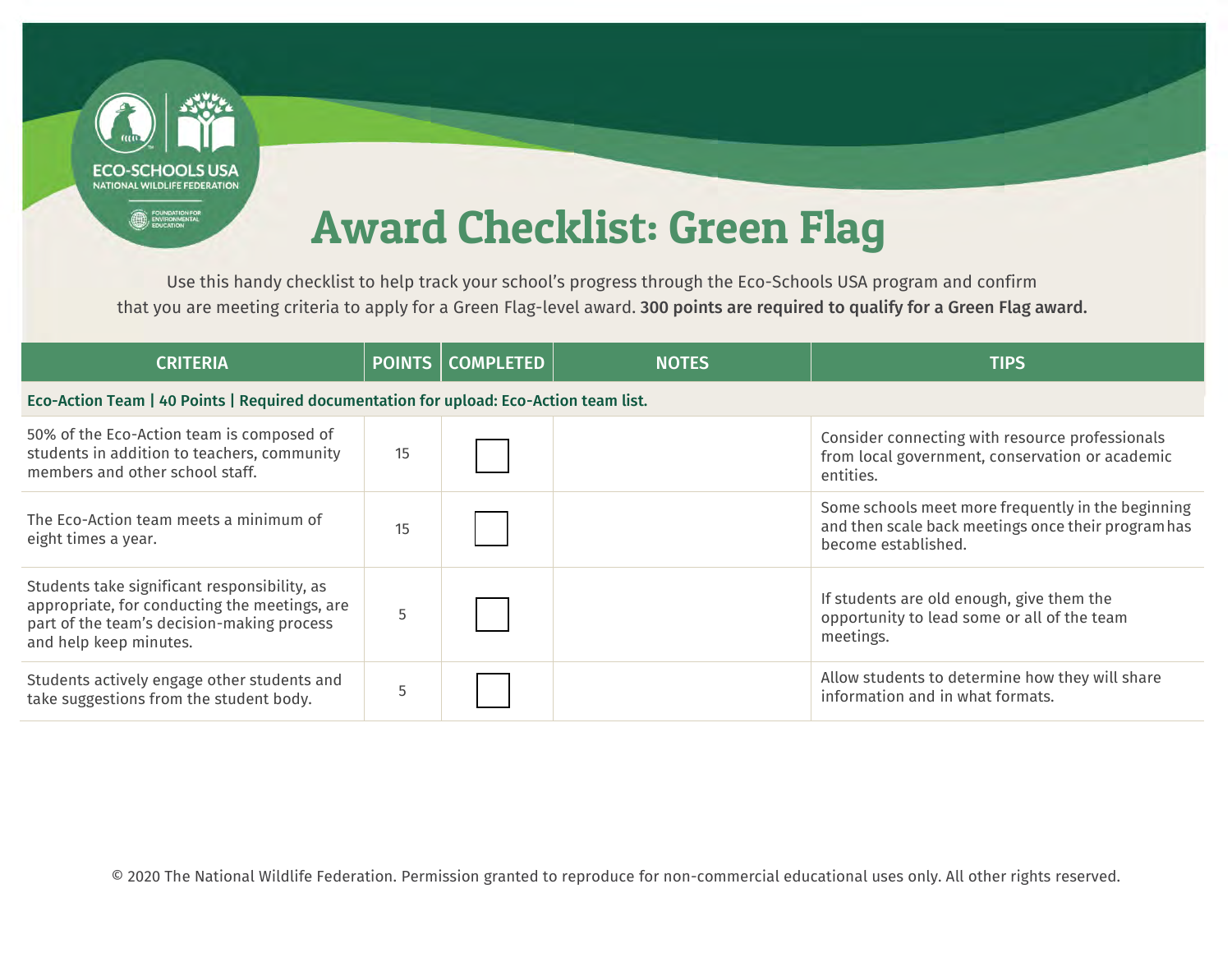# Award Checklist: Green Flag

Use this handy checklist to help track your school's progress through the Eco-Schools USA program and confirm that you are meeting criteria to apply for a Green Flag-level award. **300 points are required to qualify for a Green Flag award.**

| CRITERIA | POINTS | COMPLETED | NOTES | TIPS |
|---|---|---|---|---|
| **Eco-Action Team \| 40 Points \| Required documentation for upload: Eco-Action team list.** | | | | |
| 50% of the Eco-Action team is composed of students in addition to teachers, community members and other school staff. | 15 | ☐ | | Consider connecting with resource professionals from local government, conservation or academic entities. |
| The Eco-Action team meets a minimum of eight times a year. | 15 | ☐ | | Some schools meet more frequently in the beginning and then scale back meetings once their program has become established. |
| Students take significant responsibility, as appropriate, for conducting the meetings, are part of the team's decision-making process and help keep minutes. | 5 | ☐ | | If students are old enough, give them the opportunity to lead some or all of the team meetings. |
| Students actively engage other students and take suggestions from the student body. | 5 | ☐ | | Allow students to determine how they will share information and in what formats. |

© 2020 The National Wildlife Federation. Permission granted to reproduce for non-commercial educational uses only. All other rights reserved.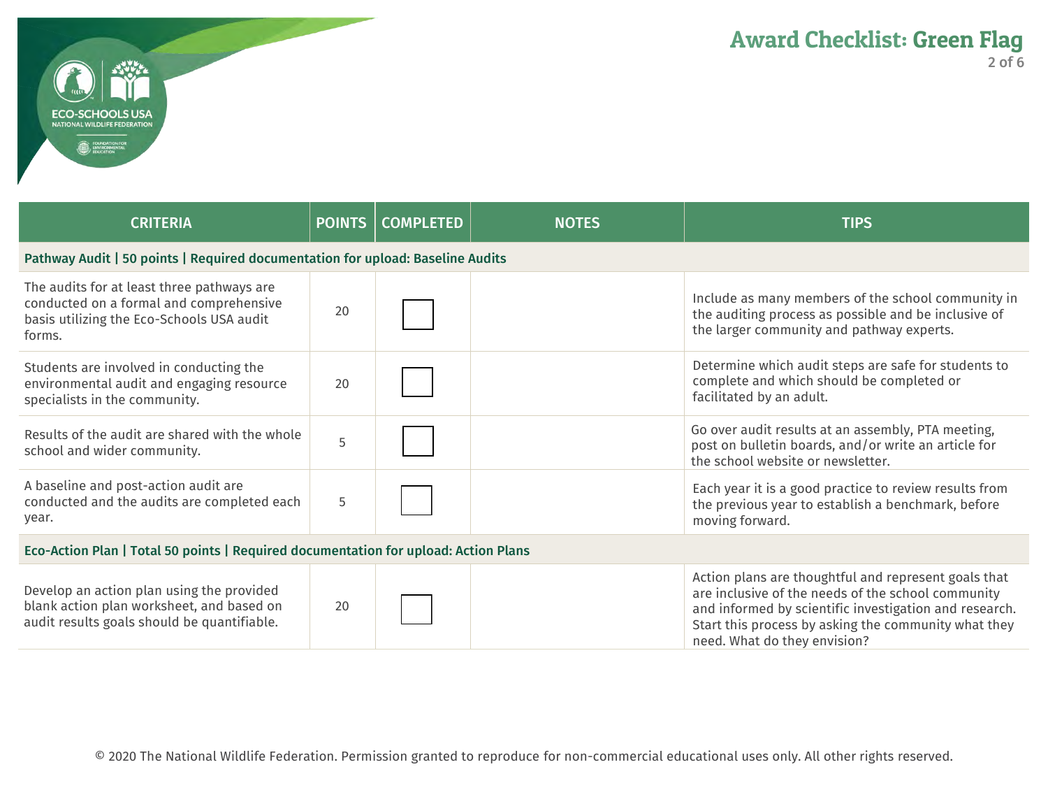# Award Checklist: Green Flag

| CRITERIA | POINTS | COMPLETED | NOTES | TIPS |
| --- | --- | --- | --- | --- |
| **Pathway Audit \| 50 points \| Required documentation for upload: Baseline Audits** | | | | |
| The audits for at least three pathways are conducted on a formal and comprehensive basis utilizing the Eco-Schools USA audit forms. | 20 | ☐ | | Include as many members of the school community in the auditing process as possible and be inclusive of the larger community and pathway experts. |
| Students are involved in conducting the environmental audit and engaging resource specialists in the community. | 20 | ☐ | | Determine which audit steps are safe for students to complete and which should be completed or facilitated by an adult. |
| Results of the audit are shared with the whole school and wider community. | 5 | ☐ | | Go over audit results at an assembly, PTA meeting, post on bulletin boards, and/or write an article for the school website or newsletter. |
| A baseline and post-action audit are conducted and the audits are completed each year. | 5 | ☐ | | Each year it is a good practice to review results from the previous year to establish a benchmark, before moving forward. |
| **Eco-Action Plan \| Total 50 points \| Required documentation for upload: Action Plans** | | | | |
| Develop an action plan using the provided blank action plan worksheet, and based on audit results goals should be quantifiable. | 20 | ☐ | | Action plans are thoughtful and represent goals that are inclusive of the needs of the school community and informed by scientific investigation and research. Start this process by asking the community what they need. What do they envision? |

© 2020 The National Wildlife Federation. Permission granted to reproduce for non-commercial educational uses only. All other rights reserved.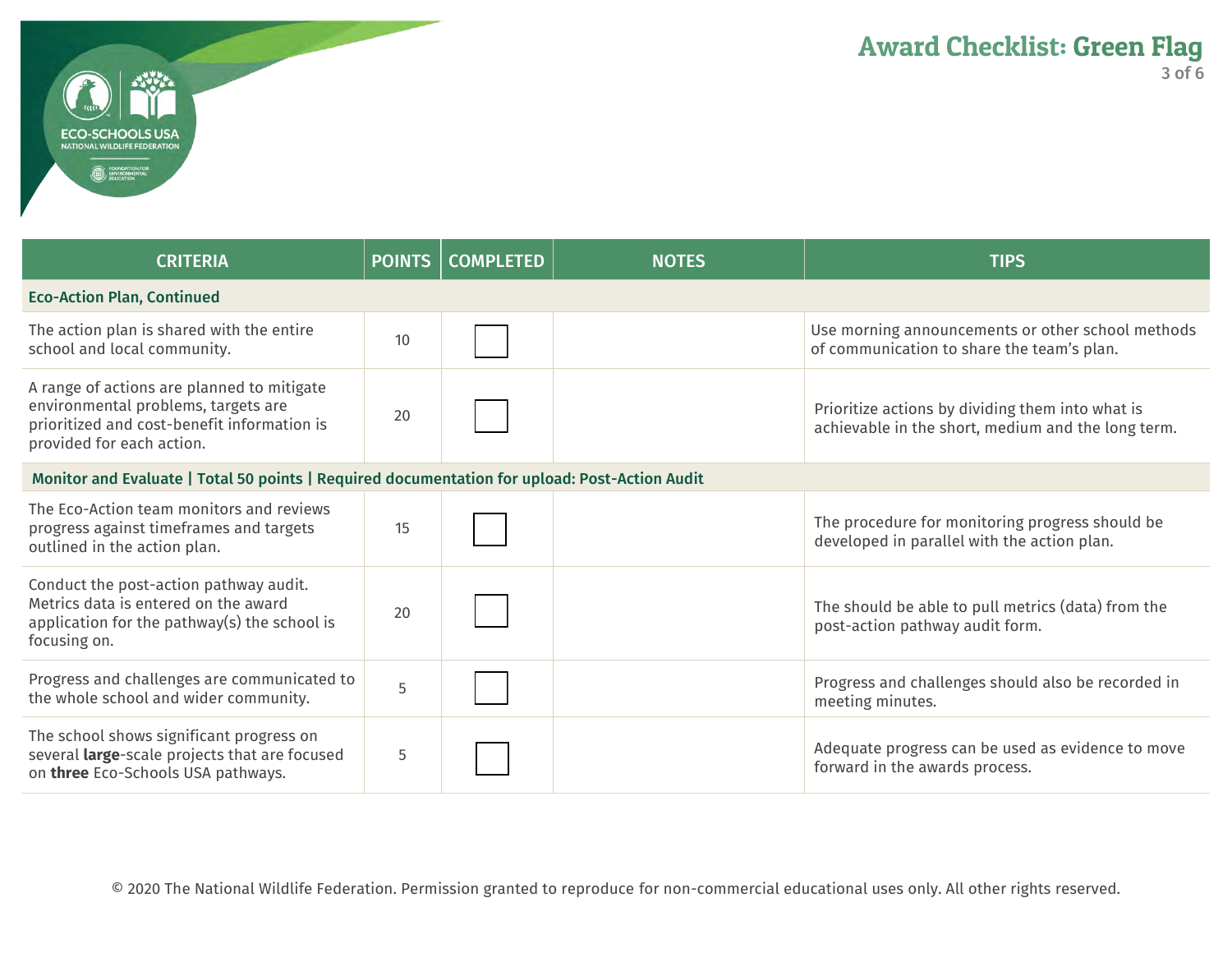# Award Checklist: Green Flag

| CRITERIA | POINTS | COMPLETED | NOTES | TIPS |
|---|---|---|---|---|
| **Eco-Action Plan, Continued** | | | | |
| The action plan is shared with the entire school and local community. | 10 | ☐ | | Use morning announcements or other school methods of communication to share the team's plan. |
| A range of actions are planned to mitigate environmental problems, targets are prioritized and cost-benefit information is provided for each action. | 20 | ☐ | | Prioritize actions by dividing them into what is achievable in the short, medium and the long term. |
| **Monitor and Evaluate \| Total 50 points \| Required documentation for upload: Post-Action Audit** | | | | |
| The Eco-Action team monitors and reviews progress against timeframes and targets outlined in the action plan. | 15 | ☐ | | The procedure for monitoring progress should be developed in parallel with the action plan. |
| Conduct the post-action pathway audit. Metrics data is entered on the award application for the pathway(s) the school is focusing on. | 20 | ☐ | | The should be able to pull metrics (data) from the post-action pathway audit form. |
| Progress and challenges are communicated to the whole school and wider community. | 5 | ☐ | | Progress and challenges should also be recorded in meeting minutes. |
| The school shows significant progress on several **large**-scale projects that are focused on **three** Eco-Schools USA pathways. | 5 | ☐ | | Adequate progress can be used as evidence to move forward in the awards process. |

© 2020 The National Wildlife Federation. Permission granted to reproduce for non-commercial educational uses only. All other rights reserved.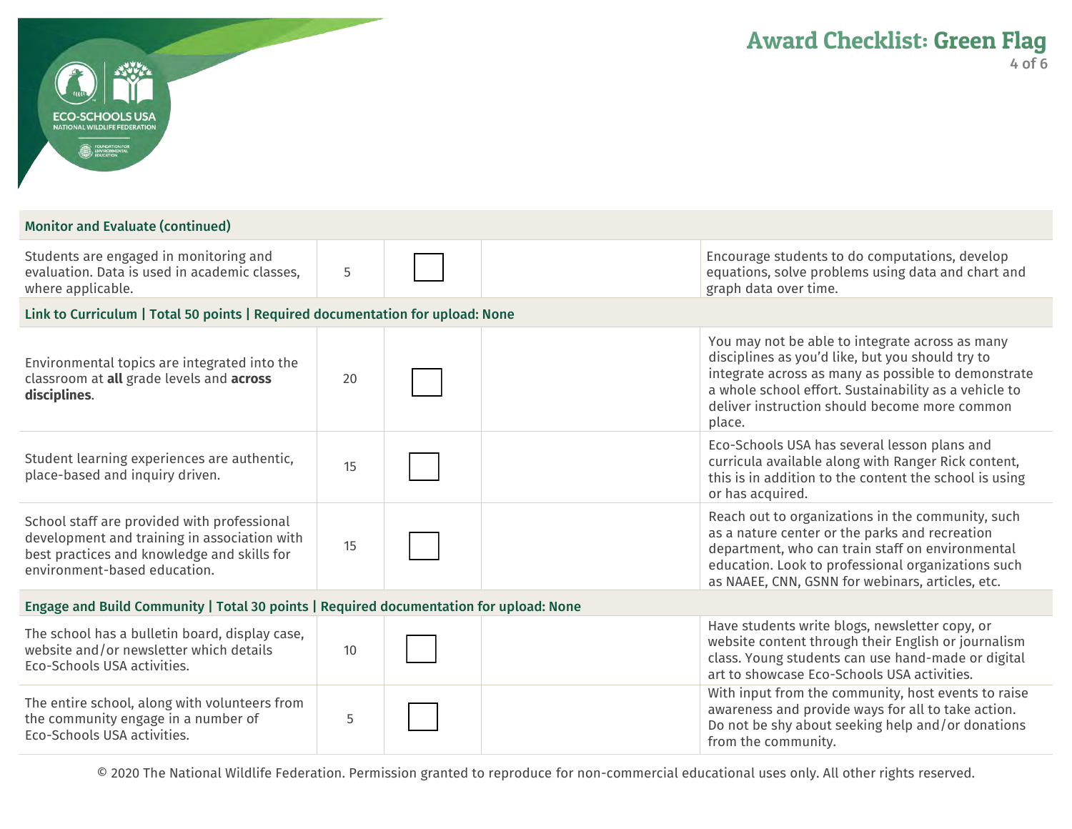| Monitor and Evaluate (continued) | | | | |
|---|---|---|---|---|
| Students are engaged in monitoring and evaluation. Data is used in academic classes, where applicable. | 5 | ☐ | | Encourage students to do computations, develop equations, solve problems using data and chart and graph data over time. |
| **Link to Curriculum \| Total 50 points \| Required documentation for upload: None** | | | | |
| Environmental topics are integrated into the classroom at **all** grade levels and **across disciplines**. | 20 | ☐ | | You may not be able to integrate across as many disciplines as you'd like, but you should try to integrate across as many as possible to demonstrate a whole school effort. Sustainability as a vehicle to deliver instruction should become more common place. |
| Student learning experiences are authentic, place-based and inquiry driven. | 15 | ☐ | | Eco-Schools USA has several lesson plans and curricula available along with Ranger Rick content, this is in addition to the content the school is using or has acquired. |
| School staff are provided with professional development and training in association with best practices and knowledge and skills for environment-based education. | 15 | ☐ | | Reach out to organizations in the community, such as a nature center or the parks and recreation department, who can train staff on environmental education. Look to professional organizations such as NAAEE, CNN, GSNN for webinars, articles, etc. |
| **Engage and Build Community \| Total 30 points \| Required documentation for upload: None** | | | | |
| The school has a bulletin board, display case, website and/or newsletter which details Eco-Schools USA activities. | 10 | ☐ | | Have students write blogs, newsletter copy, or website content through their English or journalism class. Young students can use hand-made or digital art to showcase Eco-Schools USA activities. |
| The entire school, along with volunteers from the community engage in a number of Eco-Schools USA activities. | 5 | ☐ | | With input from the community, host events to raise awareness and provide ways for all to take action. Do not be shy about seeking help and/or donations from the community. |

© 2020 The National Wildlife Federation. Permission granted to reproduce for non-commercial educational uses only. All other rights reserved.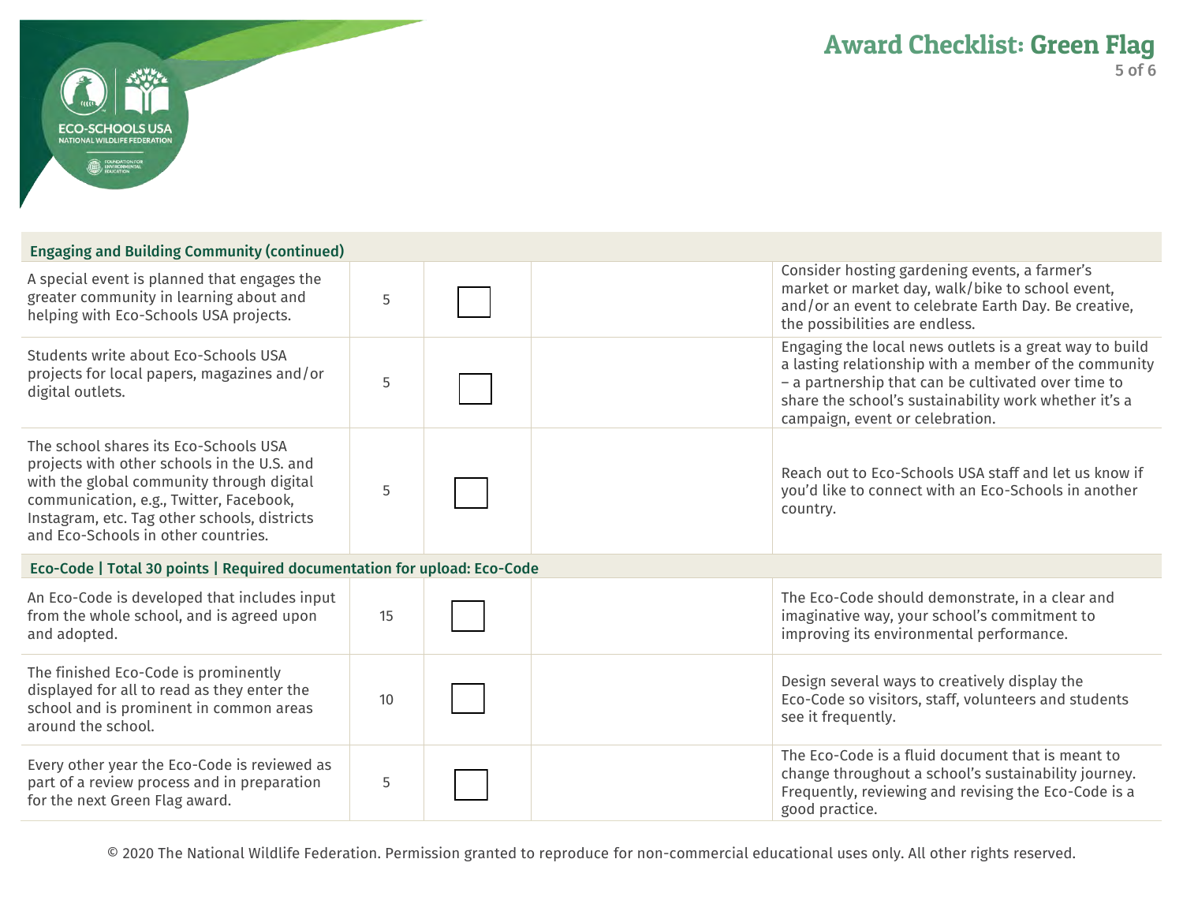# Award Checklist: Green Flag

| Engaging and Building Community (continued) | | | | |
|---|---|---|---|---|
| A special event is planned that engages the greater community in learning about and helping with Eco-Schools USA projects. | 5 | ☐ | | Consider hosting gardening events, a farmer's market or market day, walk/bike to school event, and/or an event to celebrate Earth Day. Be creative, the possibilities are endless. |
| Students write about Eco-Schools USA projects for local papers, magazines and/or digital outlets. | 5 | ☐ | | Engaging the local news outlets is a great way to build a lasting relationship with a member of the community – a partnership that can be cultivated over time to share the school's sustainability work whether it's a campaign, event or celebration. |
| The school shares its Eco-Schools USA projects with other schools in the U.S. and with the global community through digital communication, e.g., Twitter, Facebook, Instagram, etc. Tag other schools, districts and Eco-Schools in other countries. | 5 | ☐ | | Reach out to Eco-Schools USA staff and let us know if you'd like to connect with an Eco-Schools in another country. |
| **Eco-Code \| Total 30 points \| Required documentation for upload: Eco-Code** | | | | |
| An Eco-Code is developed that includes input from the whole school, and is agreed upon and adopted. | 15 | ☐ | | The Eco-Code should demonstrate, in a clear and imaginative way, your school's commitment to improving its environmental performance. |
| The finished Eco-Code is prominently displayed for all to read as they enter the school and is prominent in common areas around the school. | 10 | ☐ | | Design several ways to creatively display the Eco-Code so visitors, staff, volunteers and students see it frequently. |
| Every other year the Eco-Code is reviewed as part of a review process and in preparation for the next Green Flag award. | 5 | ☐ | | The Eco-Code is a fluid document that is meant to change throughout a school's sustainability journey. Frequently, reviewing and revising the Eco-Code is a good practice. |

© 2020 The National Wildlife Federation. Permission granted to reproduce for non-commercial educational uses only. All other rights reserved.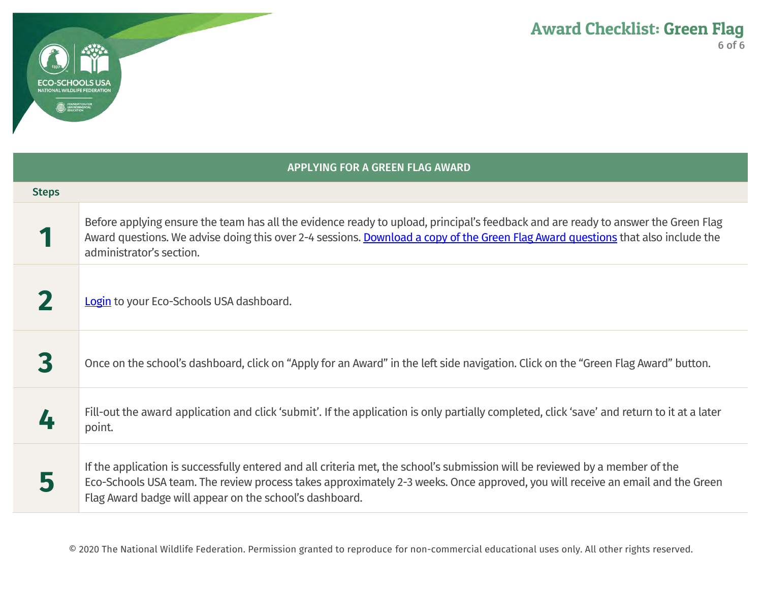# Award Checklist: Green Flag

| APPLYING FOR A GREEN FLAG AWARD | |
|---|---|
| **Steps** | |
| **1** | Before applying ensure the team has all the evidence ready to upload, principal's feedback and are ready to answer the Green Flag Award questions. We advise doing this over 2-4 sessions. Download a copy of the Green Flag Award questions that also include the administrator's section. |
| **2** | Login to your Eco-Schools USA dashboard. |
| **3** | Once on the school's dashboard, click on "Apply for an Award" in the left side navigation. Click on the "Green Flag Award" button. |
| **4** | Fill-out the award application and click 'submit'. If the application is only partially completed, click 'save' and return to it at a later point. |
| **5** | If the application is successfully entered and all criteria met, the school's submission will be reviewed by a member of the Eco-Schools USA team. The review process takes approximately 2-3 weeks. Once approved, you will receive an email and the Green Flag Award badge will appear on the school's dashboard. |

© 2020 The National Wildlife Federation. Permission granted to reproduce for non-commercial educational uses only. All other rights reserved.